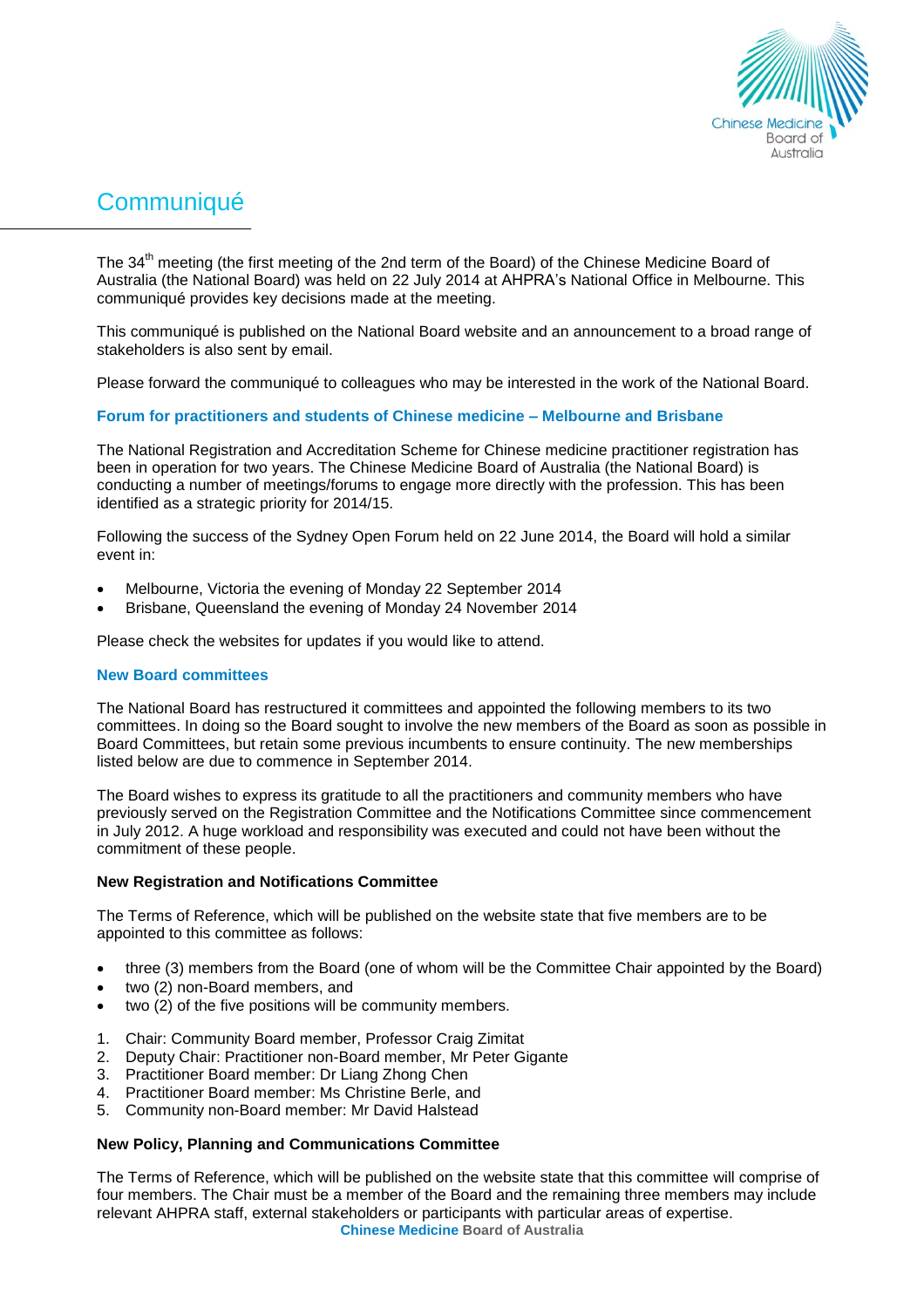# Communiqué

The 34th meeting (the first meeting of the 2nd term of the Board) of the Chinese Medicine Board of Australia (the National Board) was held on 22 July 2014 at AHPRA's National Office in Melbourne. This communiqué provides key decisions made at the meeting.

This communiqué is published on the National Board website and an announcement to a broad range of stakeholders is also sent by email.

Please forward the communiqué to colleagues who may be interested in the work of the National Board.

## Forum for practitioners and students of Chinese medicine – Melbourne and Brisbane

The National Registration and Accreditation Scheme for Chinese medicine practitioner registration has been in operation for two years. The Chinese Medicine Board of Australia (the National Board) is conducting a number of meetings/forums to engage more directly with the profession. This has been identified as a strategic priority for 2014/15.

Following the success of the Sydney Open Forum held on 22 June 2014, the Board will hold a similar event in:

- Melbourne, Victoria the evening of Monday 22 September 2014
- Brisbane, Queensland the evening of Monday 24 November 2014

Please check the websites for updates if you would like to attend.

## New Board committees

The National Board has restructured it committees and appointed the following members to its two committees. In doing so the Board sought to involve the new members of the Board as soon as possible in Board Committees, but retain some previous incumbents to ensure continuity. The new memberships listed below are due to commence in September 2014.

The Board wishes to express its gratitude to all the practitioners and community members who have previously served on the Registration Committee and the Notifications Committee since commencement in July 2012. A huge workload and responsibility was executed and could not have been without the commitment of these people.

### New Registration and Notifications Committee

The Terms of Reference, which will be published on the website state that five members are to be appointed to this committee as follows:

- three (3) members from the Board (one of whom will be the Committee Chair appointed by the Board)
- two (2) non-Board members, and
- two (2) of the five positions will be community members.

1. Chair: Community Board member, Professor Craig Zimitat
2. Deputy Chair: Practitioner non-Board member, Mr Peter Gigante
3. Practitioner Board member: Dr Liang Zhong Chen
4. Practitioner Board member: Ms Christine Berle, and
5. Community non-Board member: Mr David Halstead

### New Policy, Planning and Communications Committee

The Terms of Reference, which will be published on the website state that this committee will comprise of four members. The Chair must be a member of the Board and the remaining three members may include relevant AHPRA staff, external stakeholders or participants with particular areas of expertise.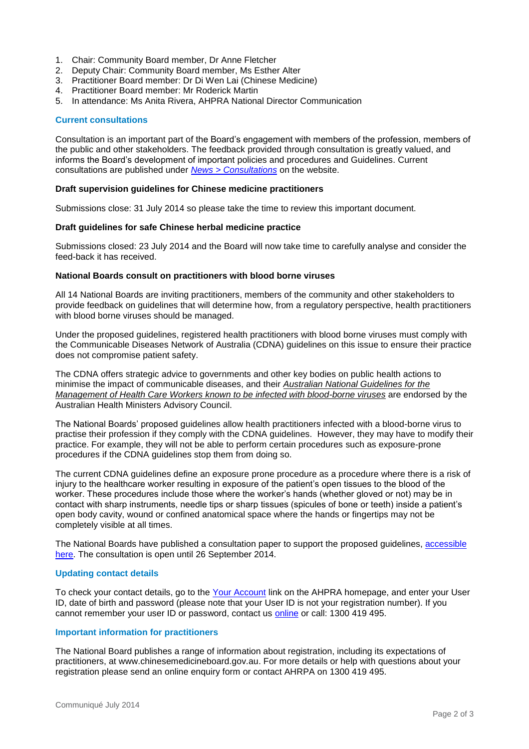1. Chair: Community Board member, Dr Anne Fletcher
2. Deputy Chair: Community Board member, Ms Esther Alter
3. Practitioner Board member: Dr Di Wen Lai (Chinese Medicine)
4. Practitioner Board member: Mr Roderick Martin
5. In attendance: Ms Anita Rivera, AHPRA National Director Communication

## Current consultations

Consultation is an important part of the Board's engagement with members of the profession, members of the public and other stakeholders. The feedback provided through consultation is greatly valued, and informs the Board's development of important policies and procedures and Guidelines. Current consultations are published under *News > Consultations* on the website.

### Draft supervision guidelines for Chinese medicine practitioners

Submissions close: 31 July 2014 so please take the time to review this important document.

### Draft guidelines for safe Chinese herbal medicine practice

Submissions closed: 23 July 2014 and the Board will now take time to carefully analyse and consider the feed-back it has received.

### National Boards consult on practitioners with blood borne viruses

All 14 National Boards are inviting practitioners, members of the community and other stakeholders to provide feedback on guidelines that will determine how, from a regulatory perspective, health practitioners with blood borne viruses should be managed.

Under the proposed guidelines, registered health practitioners with blood borne viruses must comply with the Communicable Diseases Network of Australia (CDNA) guidelines on this issue to ensure their practice does not compromise patient safety.

The CDNA offers strategic advice to governments and other key bodies on public health actions to minimise the impact of communicable diseases, and their *Australian National Guidelines for the Management of Health Care Workers known to be infected with blood-borne viruses* are endorsed by the Australian Health Ministers Advisory Council.

The National Boards' proposed guidelines allow health practitioners infected with a blood-borne virus to practise their profession if they comply with the CDNA guidelines. However, they may have to modify their practice. For example, they will not be able to perform certain procedures such as exposure-prone procedures if the CDNA guidelines stop them from doing so.

The current CDNA guidelines define an exposure prone procedure as a procedure where there is a risk of injury to the healthcare worker resulting in exposure of the patient's open tissues to the blood of the worker. These procedures include those where the worker's hands (whether gloved or not) may be in contact with sharp instruments, needle tips or sharp tissues (spicules of bone or teeth) inside a patient's open body cavity, wound or confined anatomical space where the hands or fingertips may not be completely visible at all times.

The National Boards have published a consultation paper to support the proposed guidelines, accessible here. The consultation is open until 26 September 2014.

## Updating contact details

To check your contact details, go to the Your Account link on the AHPRA homepage, and enter your User ID, date of birth and password (please note that your User ID is not your registration number). If you cannot remember your user ID or password, contact us online or call: 1300 419 495.

## Important information for practitioners

The National Board publishes a range of information about registration, including its expectations of practitioners, at www.chinesemedicineboard.gov.au. For more details or help with questions about your registration please send an online enquiry form or contact AHRPA on 1300 419 495.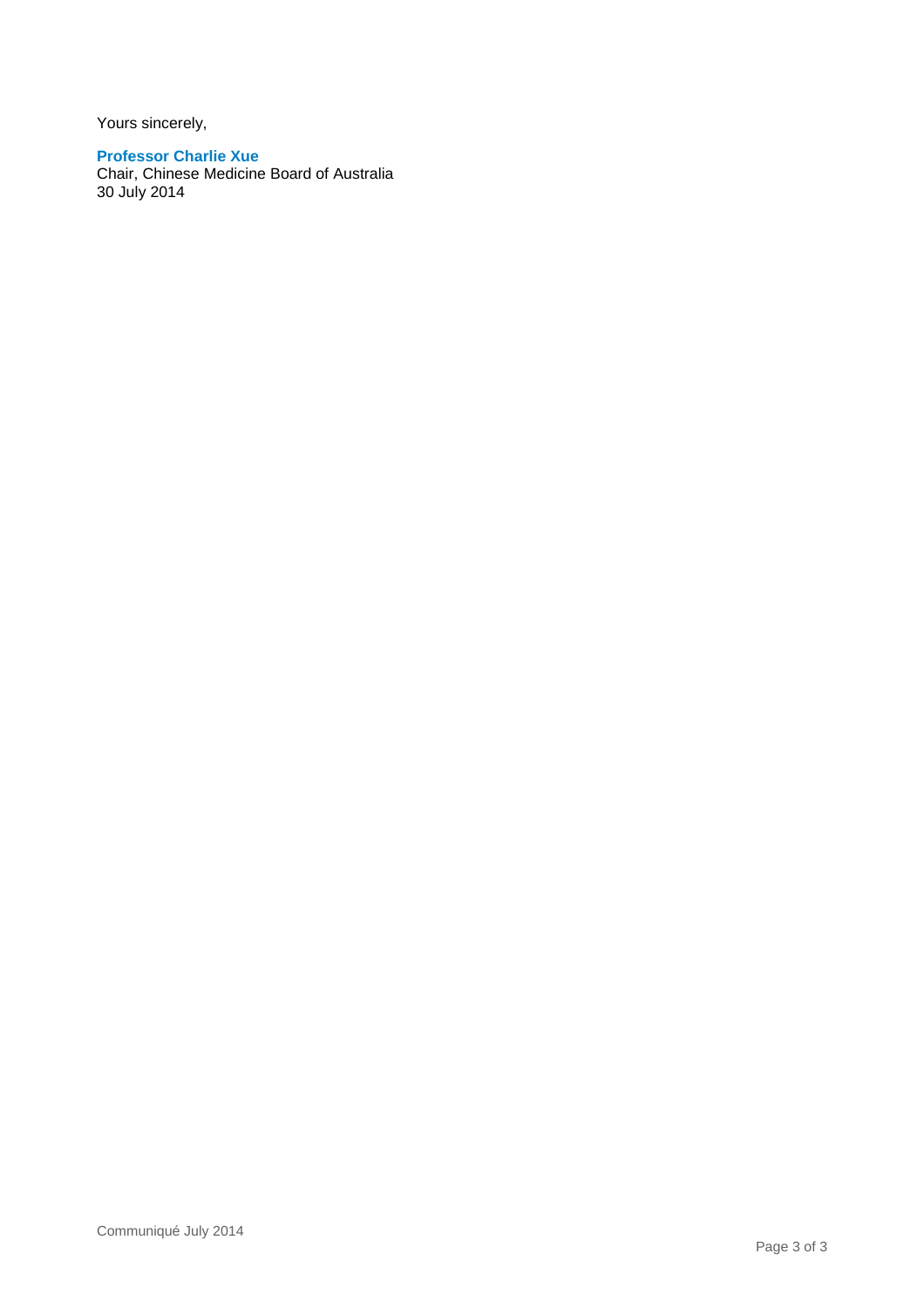Yours sincerely,

**Professor Charlie Xue**
Chair, Chinese Medicine Board of Australia
30 July 2014